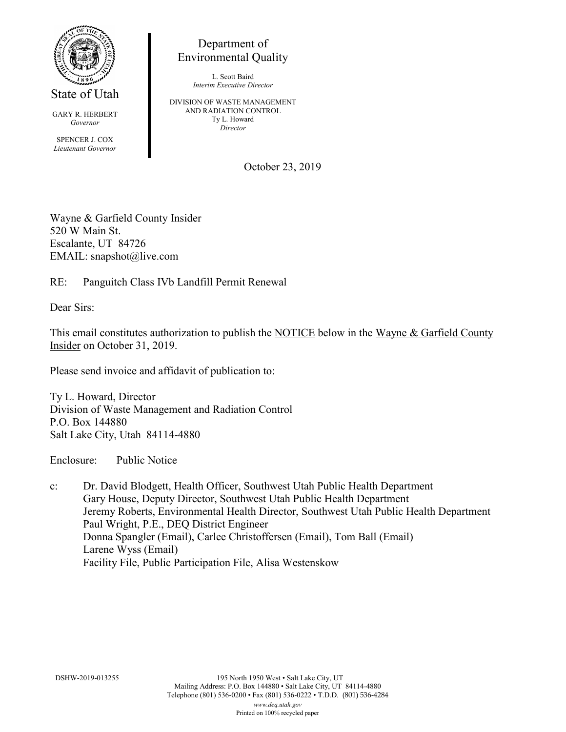State of Utah

GARY R. HERBERT
*Governor*

SPENCER J. COX
*Lieutenant Governor*

Department of
Environmental Quality

L. Scott Baird
*Interim Executive Director*

DIVISION OF WASTE MANAGEMENT
AND RADIATION CONTROL
Ty L. Howard
*Director*

October 23, 2019

Wayne & Garfield County Insider
520 W Main St.
Escalante, UT 84726
EMAIL: snapshot@live.com

RE: Panguitch Class IVb Landfill Permit Renewal

Dear Sirs:

This email constitutes authorization to publish the NOTICE below in the Wayne & Garfield County Insider on October 31, 2019.

Please send invoice and affidavit of publication to:

Ty L. Howard, Director
Division of Waste Management and Radiation Control
P.O. Box 144880
Salt Lake City, Utah 84114-4880

Enclosure: Public Notice

c: Dr. David Blodgett, Health Officer, Southwest Utah Public Health Department
Gary House, Deputy Director, Southwest Utah Public Health Department
Jeremy Roberts, Environmental Health Director, Southwest Utah Public Health Department
Paul Wright, P.E., DEQ District Engineer
Donna Spangler (Email), Carlee Christoffersen (Email), Tom Ball (Email)
Larene Wyss (Email)
Facility File, Public Participation File, Alisa Westenskow

DSHW-2019-013255

195 North 1950 West • Salt Lake City, UT
Mailing Address: P.O. Box 144880 • Salt Lake City, UT 84114-4880
Telephone (801) 536-0200 • Fax (801) 536-0222 • T.D.D. (801) 536-4284
*www.deq.utah.gov*
Printed on 100% recycled paper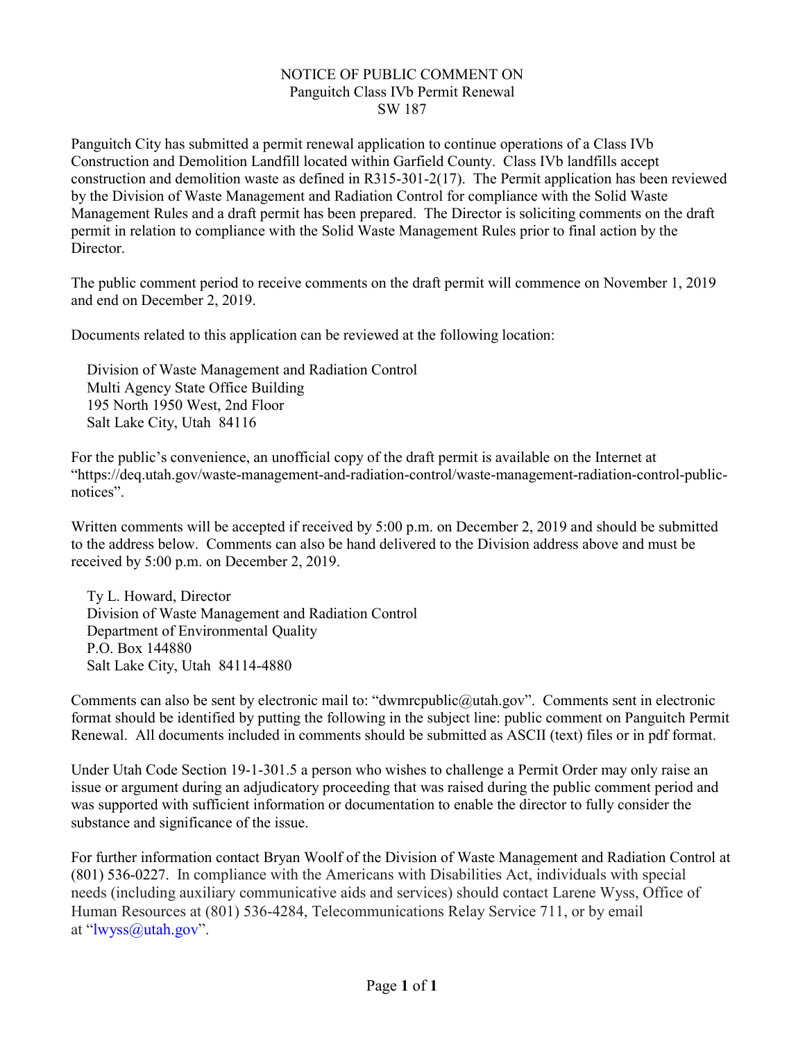# NOTICE OF PUBLIC COMMENT ON
## Panguitch Class IVb Permit Renewal
## SW 187

Panguitch City has submitted a permit renewal application to continue operations of a Class IVb Construction and Demolition Landfill located within Garfield County. Class IVb landfills accept construction and demolition waste as defined in R315-301-2(17). The Permit application has been reviewed by the Division of Waste Management and Radiation Control for compliance with the Solid Waste Management Rules and a draft permit has been prepared. The Director is soliciting comments on the draft permit in relation to compliance with the Solid Waste Management Rules prior to final action by the Director.

The public comment period to receive comments on the draft permit will commence on November 1, 2019 and end on December 2, 2019.

Documents related to this application can be reviewed at the following location:

Division of Waste Management and Radiation Control
Multi Agency State Office Building
195 North 1950 West, 2nd Floor
Salt Lake City, Utah 84116

For the public's convenience, an unofficial copy of the draft permit is available on the Internet at "https://deq.utah.gov/waste-management-and-radiation-control/waste-management-radiation-control-public-notices".

Written comments will be accepted if received by 5:00 p.m. on December 2, 2019 and should be submitted to the address below. Comments can also be hand delivered to the Division address above and must be received by 5:00 p.m. on December 2, 2019.

Ty L. Howard, Director
Division of Waste Management and Radiation Control
Department of Environmental Quality
P.O. Box 144880
Salt Lake City, Utah 84114-4880

Comments can also be sent by electronic mail to: "dwmrcpublic@utah.gov". Comments sent in electronic format should be identified by putting the following in the subject line: public comment on Panguitch Permit Renewal. All documents included in comments should be submitted as ASCII (text) files or in pdf format.

Under Utah Code Section 19-1-301.5 a person who wishes to challenge a Permit Order may only raise an issue or argument during an adjudicatory proceeding that was raised during the public comment period and was supported with sufficient information or documentation to enable the director to fully consider the substance and significance of the issue.

For further information contact Bryan Woolf of the Division of Waste Management and Radiation Control at (801) 536-0227. In compliance with the Americans with Disabilities Act, individuals with special needs (including auxiliary communicative aids and services) should contact Larene Wyss, Office of Human Resources at (801) 536-4284, Telecommunications Relay Service 711, or by email at "lwyss@utah.gov".